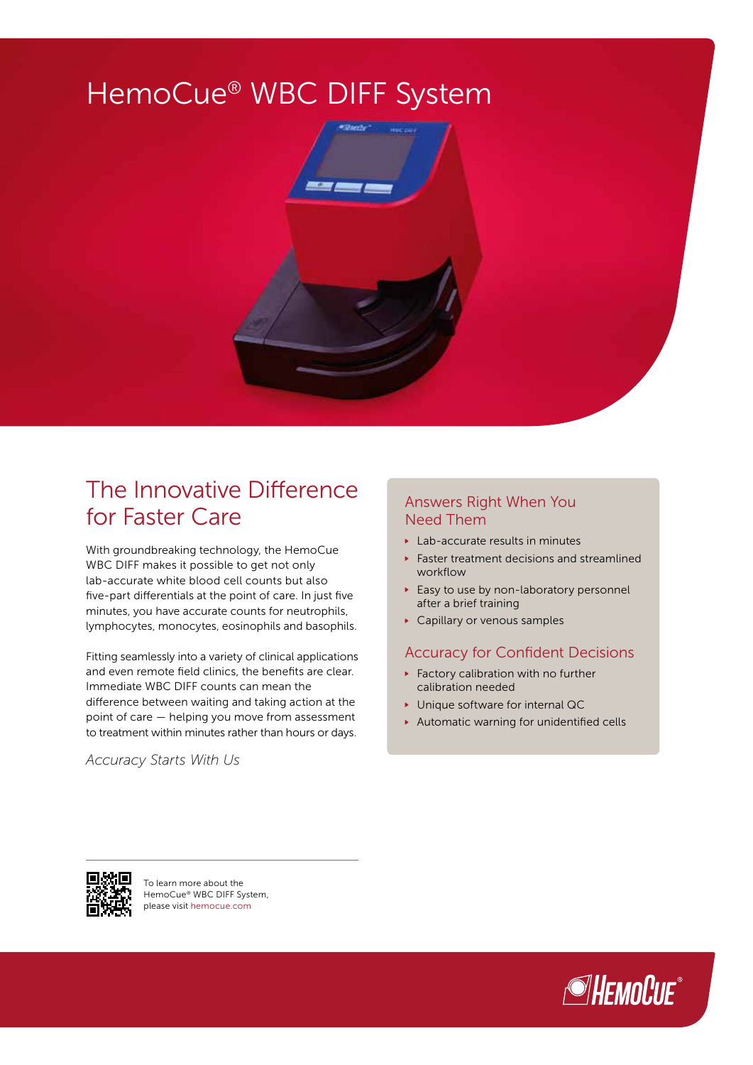# HemoCue® WBC DIFF System

## The Innovative Difference for Faster Care

With groundbreaking technology, the HemoCue WBC DIFF makes it possible to get not only lab-accurate white blood cell counts but also five-part differentials at the point of care. In just five minutes, you have accurate counts for neutrophils, lymphocytes, monocytes, eosinophils and basophils.

Fitting seamlessly into a variety of clinical applications and even remote field clinics, the benefits are clear. Immediate WBC DIFF counts can mean the difference between waiting and taking action at the point of care — helping you move from assessment to treatment within minutes rather than hours or days.

*Accuracy Starts With Us*

### Answers Right When You Need Them

- Lab-accurate results in minutes
- Faster treatment decisions and streamlined workflow
- Easy to use by non-laboratory personnel after a brief training
- Capillary or venous samples

### Accuracy for Confident Decisions

- Factory calibration with no further calibration needed
- Unique software for internal QC
- Automatic warning for unidentified cells

To learn more about the HemoCue® WBC DIFF System, please visit hemocue.com

HemoCue®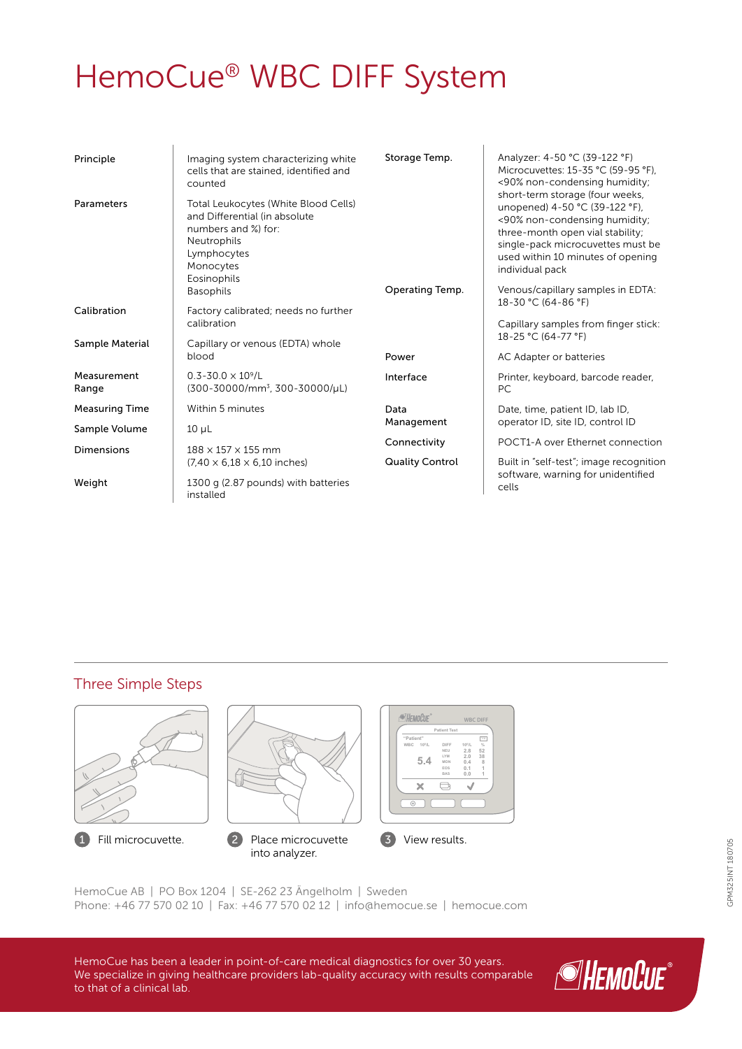# HemoCue® WBC DIFF System

| | |
|---|---|
| Principle | Imaging system characterizing white cells that are stained, identified and counted |
| Parameters | Total Leukocytes (White Blood Cells) and Differential (in absolute numbers and %) for: Neutrophils, Lymphocytes, Monocytes, Eosinophils, Basophils |
| Calibration | Factory calibrated; needs no further calibration |
| Sample Material | Capillary or venous (EDTA) whole blood |
| Measurement Range | 0.3-30.0 × $10^9$/L (300-30000/mm$^3$, 300-30000/µL) |
| Measuring Time | Within 5 minutes |
| Sample Volume | 10 µL |
| Dimensions | 188 × 157 × 155 mm (7,40 × 6,18 × 6,10 inches) |
| Weight | 1300 g (2.87 pounds) with batteries installed |
| Storage Temp. | Analyzer: 4-50 °C (39-122 °F) Microcuvettes: 15-35 °C (59-95 °F), <90% non-condensing humidity; short-term storage (four weeks, unopened) 4-50 °C (39-122 °F), <90% non-condensing humidity; three-month open vial stability; single-pack microcuvettes must be used within 10 minutes of opening individual pack |
| Operating Temp. | Venous/capillary samples in EDTA: 18-30 °C (64-86 °F) Capillary samples from finger stick: 18-25 °C (64-77 °F) |
| Power | AC Adapter or batteries |
| Interface | Printer, keyboard, barcode reader, PC |
| Data Management | Date, time, patient ID, lab ID, operator ID, site ID, control ID |
| Connectivity | POCT1-A over Ethernet connection |
| Quality Control | Built in "self-test"; image recognition software, warning for unidentified cells |

## Three Simple Steps

1. Fill microcuvette.
2. Place microcuvette into analyzer.
3. View results.

HemoCue AB | PO Box 1204 | SE-262 23 Ängelholm | Sweden
Phone: +46 77 570 02 10 | Fax: +46 77 570 02 12 | info@hemocue.se | hemocue.com

HemoCue has been a leader in point-of-care medical diagnostics for over 30 years. We specialize in giving healthcare providers lab-quality accuracy with results comparable to that of a clinical lab.

HEMOCUE®

GPM325INT 180705